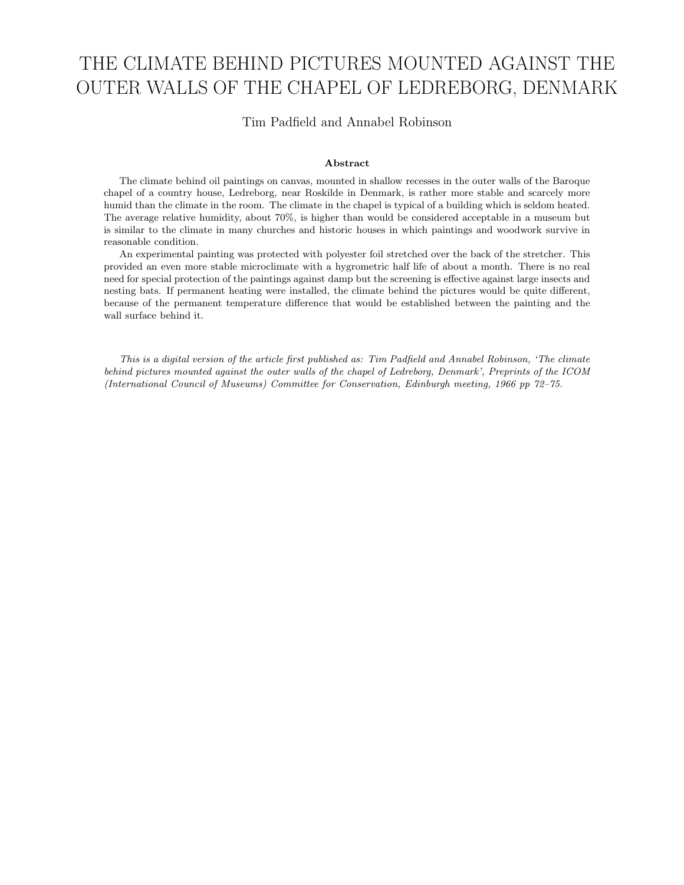# THE CLIMATE BEHIND PICTURES MOUNTED AGAINST THE OUTER WALLS OF THE CHAPEL OF LEDREBORG, DENMARK

Tim Padfield and Annabel Robinson

### Abstract

The climate behind oil paintings on canvas, mounted in shallow recesses in the outer walls of the Baroque chapel of a country house, Ledreborg, near Roskilde in Denmark, is rather more stable and scarcely more humid than the climate in the room. The climate in the chapel is typical of a building which is seldom heated. The average relative humidity, about 70%, is higher than would be considered acceptable in a museum but is similar to the climate in many churches and historic houses in which paintings and woodwork survive in reasonable condition.

An experimental painting was protected with polyester foil stretched over the back of the stretcher. This provided an even more stable microclimate with a hygrometric half life of about a month. There is no real need for special protection of the paintings against damp but the screening is effective against large insects and nesting bats. If permanent heating were installed, the climate behind the pictures would be quite different, because of the permanent temperature difference that would be established between the painting and the wall surface behind it.

*This is a digital version of the article first published as: Tim Padfield and Annabel Robinson, 'The climate behind pictures mounted against the outer walls of the chapel of Ledreborg, Denmark', Preprints of the ICOM (International Council of Museums) Committee for Conservation, Edinburgh meeting, 1966 pp 72–75.*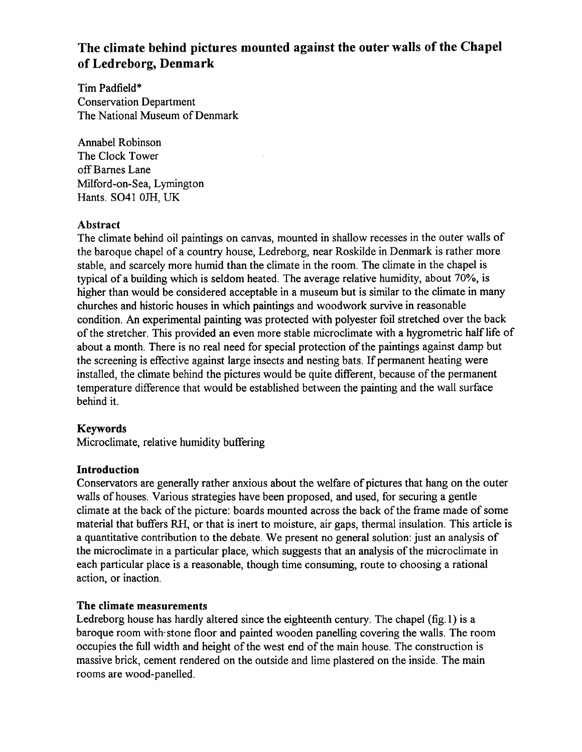# The climate behind pictures mounted against the outer walls of the Chapel of Ledreborg, Denmark

Tim Padfield*
Conservation Department
The National Museum of Denmark

Annabel Robinson
The Clock Tower
off Barnes Lane
Milford-on-Sea, Lymington
Hants. SO41 0JH, UK

## Abstract

The climate behind oil paintings on canvas, mounted in shallow recesses in the outer walls of the baroque chapel of a country house, Ledreborg, near Roskilde in Denmark is rather more stable, and scarcely more humid than the climate in the room. The climate in the chapel is typical of a building which is seldom heated. The average relative humidity, about 70%, is higher than would be considered acceptable in a museum but is similar to the climate in many churches and historic houses in which paintings and woodwork survive in reasonable condition. An experimental painting was protected with polyester foil stretched over the back of the stretcher. This provided an even more stable microclimate with a hygrometric half life of about a month. There is no real need for special protection of the paintings against damp but the screening is effective against large insects and nesting bats. If permanent heating were installed, the climate behind the pictures would be quite different, because of the permanent temperature difference that would be established between the painting and the wall surface behind it.

## Keywords

Microclimate, relative humidity buffering

## Introduction

Conservators are generally rather anxious about the welfare of pictures that hang on the outer walls of houses. Various strategies have been proposed, and used, for securing a gentle climate at the back of the picture: boards mounted across the back of the frame made of some material that buffers RH, or that is inert to moisture, air gaps, thermal insulation. This article is a quantitative contribution to the debate. We present no general solution: just an analysis of the microclimate in a particular place, which suggests that an analysis of the microclimate in each particular place is a reasonable, though time consuming, route to choosing a rational action, or inaction.

## The climate measurements

Ledreborg house has hardly altered since the eighteenth century. The chapel (fig.1) is a baroque room with stone floor and painted wooden panelling covering the walls. The room occupies the full width and height of the west end of the main house. The construction is massive brick, cement rendered on the outside and lime plastered on the inside. The main rooms are wood-panelled.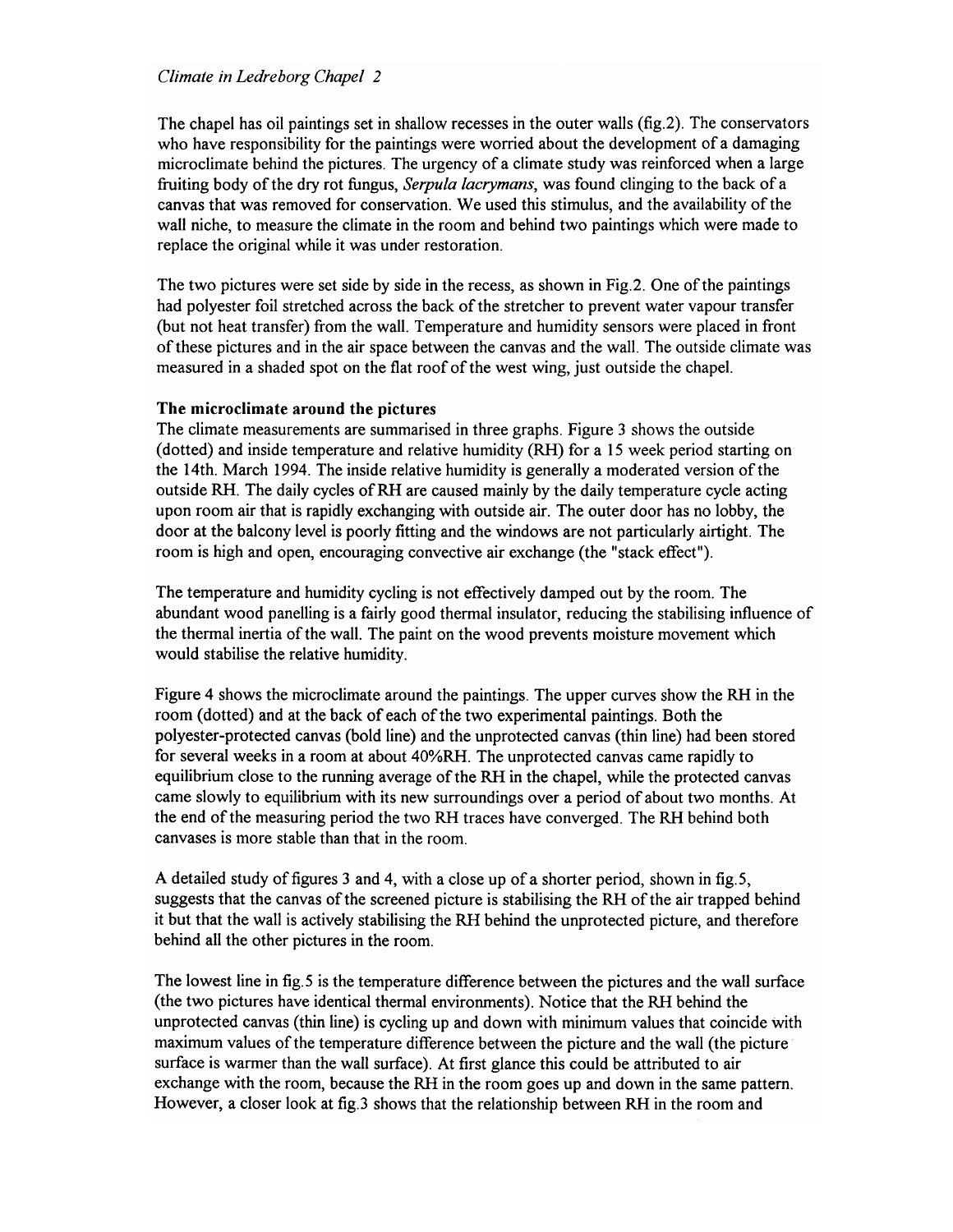The chapel has oil paintings set in shallow recesses in the outer walls (fig.2). The conservators who have responsibility for the paintings were worried about the development of a damaging microclimate behind the pictures. The urgency of a climate study was reinforced when a large fruiting body of the dry rot fungus, *Serpula lacrymans*, was found clinging to the back of a canvas that was removed for conservation. We used this stimulus, and the availability of the wall niche, to measure the climate in the room and behind two paintings which were made to replace the original while it was under restoration.

The two pictures were set side by side in the recess, as shown in Fig.2. One of the paintings had polyester foil stretched across the back of the stretcher to prevent water vapour transfer (but not heat transfer) from the wall. Temperature and humidity sensors were placed in front of these pictures and in the air space between the canvas and the wall. The outside climate was measured in a shaded spot on the flat roof of the west wing, just outside the chapel.

### The microclimate around the pictures

The climate measurements are summarised in three graphs. Figure 3 shows the outside (dotted) and inside temperature and relative humidity (RH) for a 15 week period starting on the 14th. March 1994. The inside relative humidity is generally a moderated version of the outside RH. The daily cycles of RH are caused mainly by the daily temperature cycle acting upon room air that is rapidly exchanging with outside air. The outer door has no lobby, the door at the balcony level is poorly fitting and the windows are not particularly airtight. The room is high and open, encouraging convective air exchange (the "stack effect").

The temperature and humidity cycling is not effectively damped out by the room. The abundant wood panelling is a fairly good thermal insulator, reducing the stabilising influence of the thermal inertia of the wall. The paint on the wood prevents moisture movement which would stabilise the relative humidity.

Figure 4 shows the microclimate around the paintings. The upper curves show the RH in the room (dotted) and at the back of each of the two experimental paintings. Both the polyester-protected canvas (bold line) and the unprotected canvas (thin line) had been stored for several weeks in a room at about 40%RH. The unprotected canvas came rapidly to equilibrium close to the running average of the RH in the chapel, while the protected canvas came slowly to equilibrium with its new surroundings over a period of about two months. At the end of the measuring period the two RH traces have converged. The RH behind both canvases is more stable than that in the room.

A detailed study of figures 3 and 4, with a close up of a shorter period, shown in fig.5, suggests that the canvas of the screened picture is stabilising the RH of the air trapped behind it but that the wall is actively stabilising the RH behind the unprotected picture, and therefore behind all the other pictures in the room.

The lowest line in fig.5 is the temperature difference between the pictures and the wall surface (the two pictures have identical thermal environments). Notice that the RH behind the unprotected canvas (thin line) is cycling up and down with minimum values that coincide with maximum values of the temperature difference between the picture and the wall (the picture surface is warmer than the wall surface). At first glance this could be attributed to air exchange with the room, because the RH in the room goes up and down in the same pattern. However, a closer look at fig.3 shows that the relationship between RH in the room and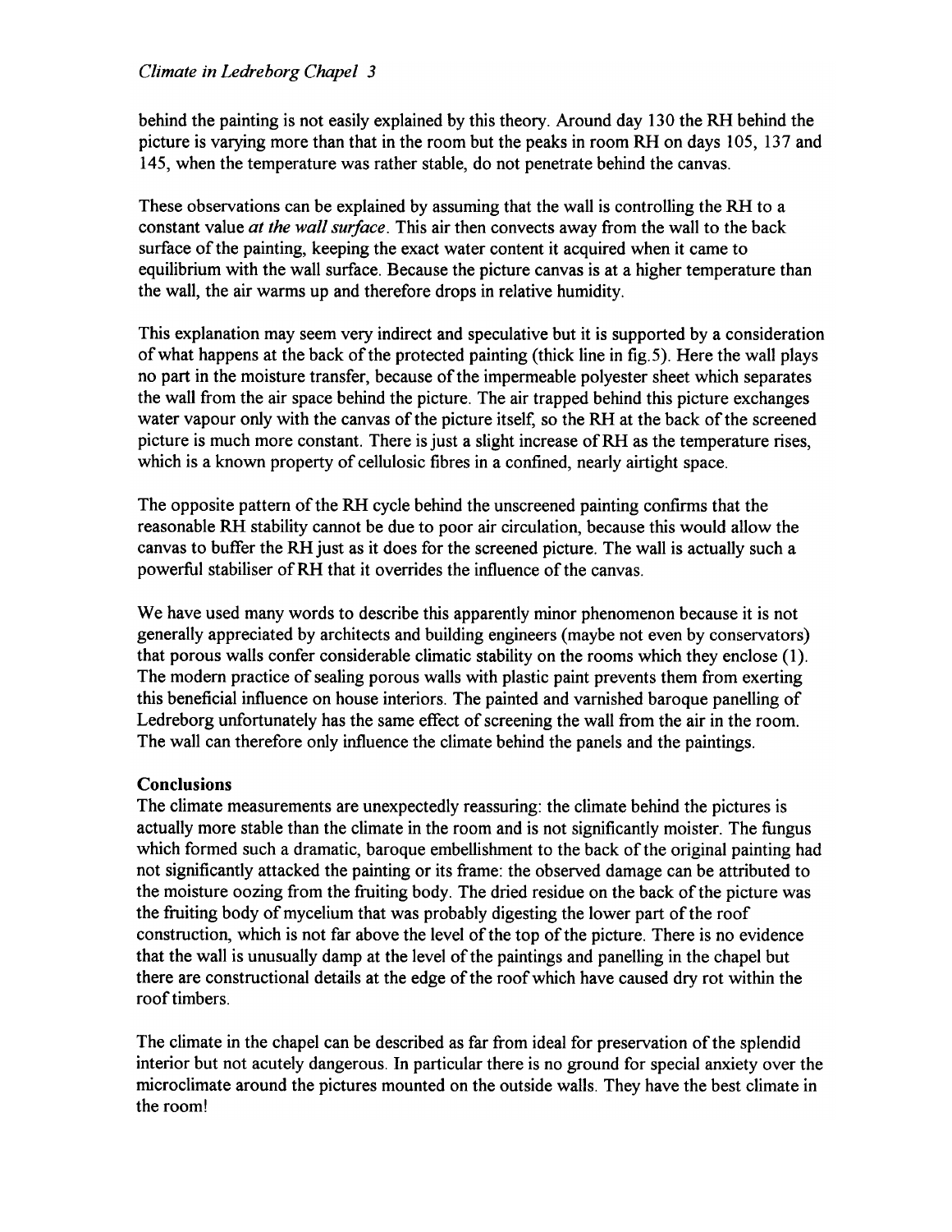behind the painting is not easily explained by this theory. Around day 130 the RH behind the picture is varying more than that in the room but the peaks in room RH on days 105, 137 and 145, when the temperature was rather stable, do not penetrate behind the canvas.

These observations can be explained by assuming that the wall is controlling the RH to a constant value *at the wall surface*. This air then convects away from the wall to the back surface of the painting, keeping the exact water content it acquired when it came to equilibrium with the wall surface. Because the picture canvas is at a higher temperature than the wall, the air warms up and therefore drops in relative humidity.

This explanation may seem very indirect and speculative but it is supported by a consideration of what happens at the back of the protected painting (thick line in fig.5). Here the wall plays no part in the moisture transfer, because of the impermeable polyester sheet which separates the wall from the air space behind the picture. The air trapped behind this picture exchanges water vapour only with the canvas of the picture itself, so the RH at the back of the screened picture is much more constant. There is just a slight increase of RH as the temperature rises, which is a known property of cellulosic fibres in a confined, nearly airtight space.

The opposite pattern of the RH cycle behind the unscreened painting confirms that the reasonable RH stability cannot be due to poor air circulation, because this would allow the canvas to buffer the RH just as it does for the screened picture. The wall is actually such a powerful stabiliser of RH that it overrides the influence of the canvas.

We have used many words to describe this apparently minor phenomenon because it is not generally appreciated by architects and building engineers (maybe not even by conservators) that porous walls confer considerable climatic stability on the rooms which they enclose (1). The modern practice of sealing porous walls with plastic paint prevents them from exerting this beneficial influence on house interiors. The painted and varnished baroque panelling of Ledreborg unfortunately has the same effect of screening the wall from the air in the room. The wall can therefore only influence the climate behind the panels and the paintings.

## Conclusions

The climate measurements are unexpectedly reassuring: the climate behind the pictures is actually more stable than the climate in the room and is not significantly moister. The fungus which formed such a dramatic, baroque embellishment to the back of the original painting had not significantly attacked the painting or its frame: the observed damage can be attributed to the moisture oozing from the fruiting body. The dried residue on the back of the picture was the fruiting body of mycelium that was probably digesting the lower part of the roof construction, which is not far above the level of the top of the picture. There is no evidence that the wall is unusually damp at the level of the paintings and panelling in the chapel but there are constructional details at the edge of the roof which have caused dry rot within the roof timbers.

The climate in the chapel can be described as far from ideal for preservation of the splendid interior but not acutely dangerous. In particular there is no ground for special anxiety over the microclimate around the pictures mounted on the outside walls. They have the best climate in the room!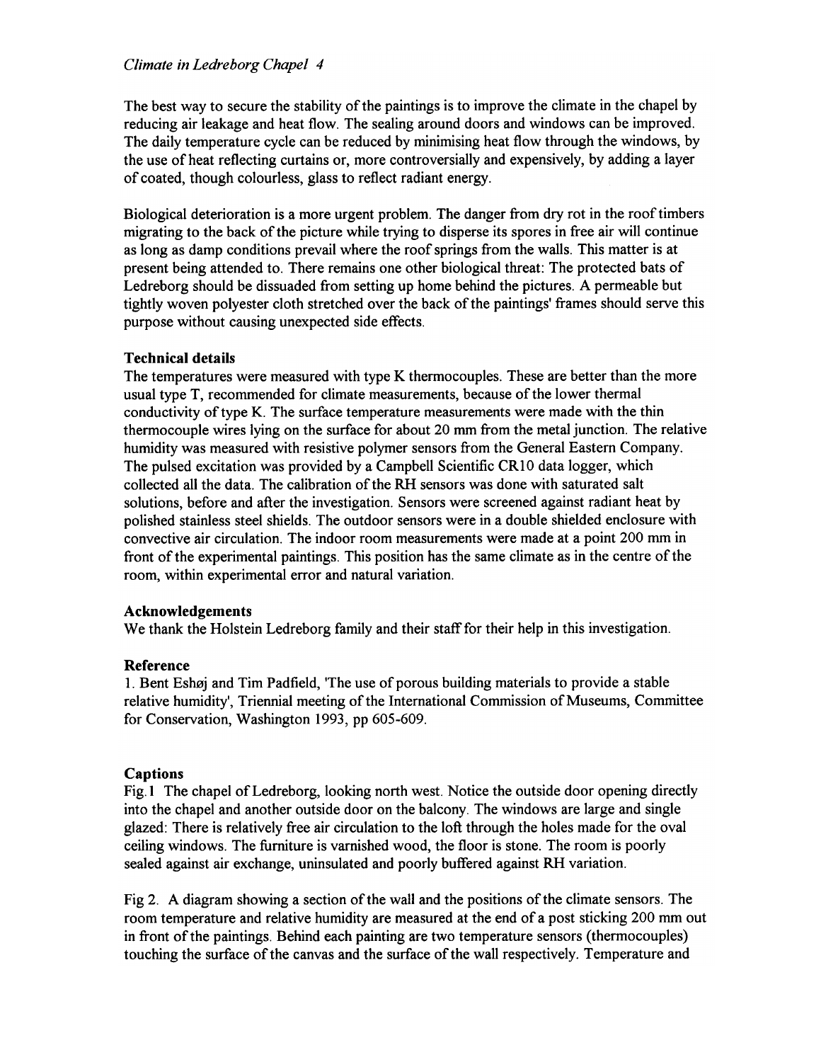The best way to secure the stability of the paintings is to improve the climate in the chapel by reducing air leakage and heat flow. The sealing around doors and windows can be improved. The daily temperature cycle can be reduced by minimising heat flow through the windows, by the use of heat reflecting curtains or, more controversially and expensively, by adding a layer of coated, though colourless, glass to reflect radiant energy.

Biological deterioration is a more urgent problem. The danger from dry rot in the roof timbers migrating to the back of the picture while trying to disperse its spores in free air will continue as long as damp conditions prevail where the roof springs from the walls. This matter is at present being attended to. There remains one other biological threat: The protected bats of Ledreborg should be dissuaded from setting up home behind the pictures. A permeable but tightly woven polyester cloth stretched over the back of the paintings' frames should serve this purpose without causing unexpected side effects.

### Technical details

The temperatures were measured with type K thermocouples. These are better than the more usual type T, recommended for climate measurements, because of the lower thermal conductivity of type K. The surface temperature measurements were made with the thin thermocouple wires lying on the surface for about 20 mm from the metal junction. The relative humidity was measured with resistive polymer sensors from the General Eastern Company. The pulsed excitation was provided by a Campbell Scientific CR10 data logger, which collected all the data. The calibration of the RH sensors was done with saturated salt solutions, before and after the investigation. Sensors were screened against radiant heat by polished stainless steel shields. The outdoor sensors were in a double shielded enclosure with convective air circulation. The indoor room measurements were made at a point 200 mm in front of the experimental paintings. This position has the same climate as in the centre of the room, within experimental error and natural variation.

### Acknowledgements

We thank the Holstein Ledreborg family and their staff for their help in this investigation.

### Reference

1. Bent Eshøj and Tim Padfield, 'The use of porous building materials to provide a stable relative humidity', Triennial meeting of the International Commission of Museums, Committee for Conservation, Washington 1993, pp 605-609.

### Captions

Fig.1 The chapel of Ledreborg, looking north west. Notice the outside door opening directly into the chapel and another outside door on the balcony. The windows are large and single glazed: There is relatively free air circulation to the loft through the holes made for the oval ceiling windows. The furniture is varnished wood, the floor is stone. The room is poorly sealed against air exchange, uninsulated and poorly buffered against RH variation.

Fig 2. A diagram showing a section of the wall and the positions of the climate sensors. The room temperature and relative humidity are measured at the end of a post sticking 200 mm out in front of the paintings. Behind each painting are two temperature sensors (thermocouples) touching the surface of the canvas and the surface of the wall respectively. Temperature and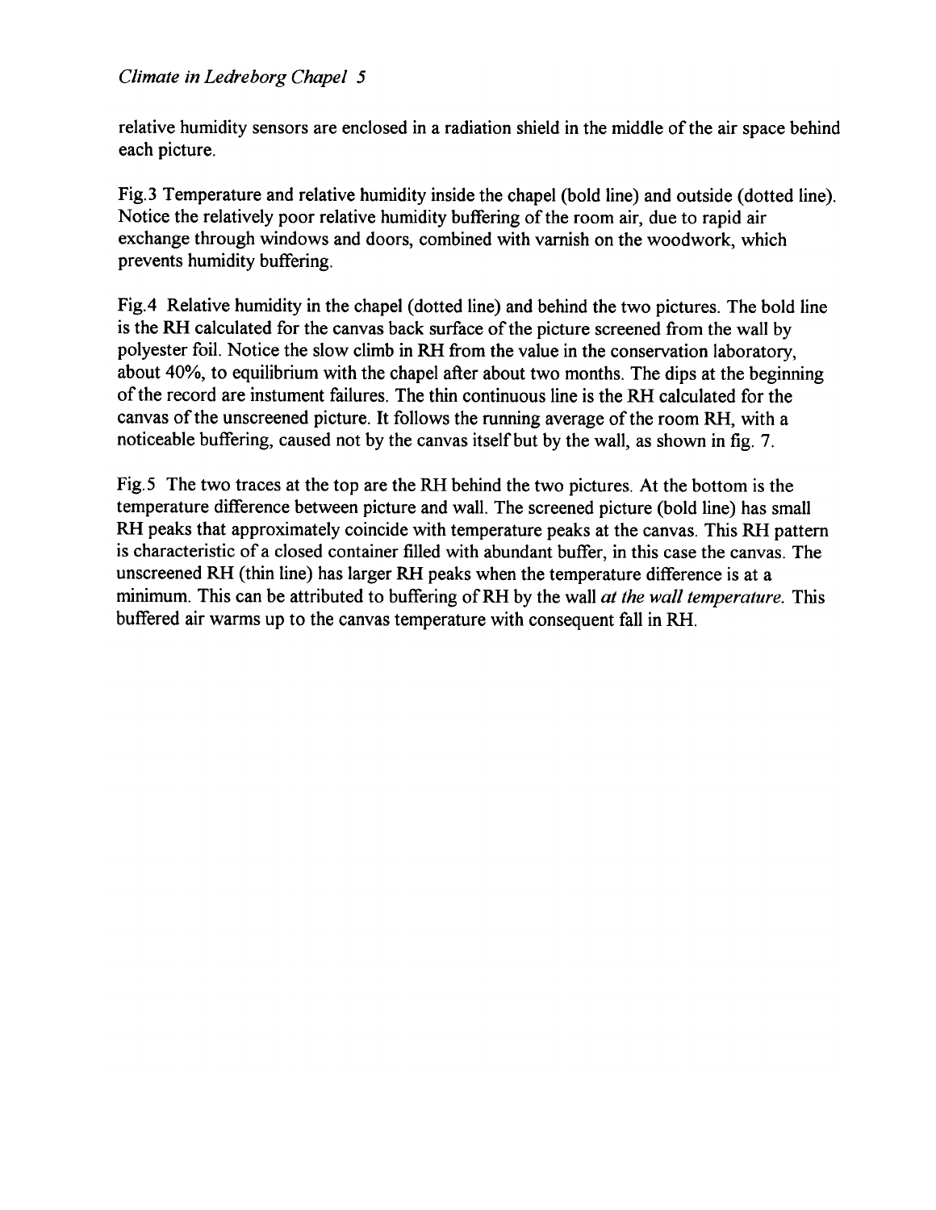relative humidity sensors are enclosed in a radiation shield in the middle of the air space behind each picture.

Fig.3 Temperature and relative humidity inside the chapel (bold line) and outside (dotted line). Notice the relatively poor relative humidity buffering of the room air, due to rapid air exchange through windows and doors, combined with varnish on the woodwork, which prevents humidity buffering.

Fig.4 Relative humidity in the chapel (dotted line) and behind the two pictures. The bold line is the RH calculated for the canvas back surface of the picture screened from the wall by polyester foil. Notice the slow climb in RH from the value in the conservation laboratory, about 40%, to equilibrium with the chapel after about two months. The dips at the beginning of the record are instument failures. The thin continuous line is the RH calculated for the canvas of the unscreened picture. It follows the running average of the room RH, with a noticeable buffering, caused not by the canvas itself but by the wall, as shown in fig. 7.

Fig.5 The two traces at the top are the RH behind the two pictures. At the bottom is the temperature difference between picture and wall. The screened picture (bold line) has small RH peaks that approximately coincide with temperature peaks at the canvas. This RH pattern is characteristic of a closed container filled with abundant buffer, in this case the canvas. The unscreened RH (thin line) has larger RH peaks when the temperature difference is at a minimum. This can be attributed to buffering of RH by the wall *at the wall temperature.* This buffered air warms up to the canvas temperature with consequent fall in RH.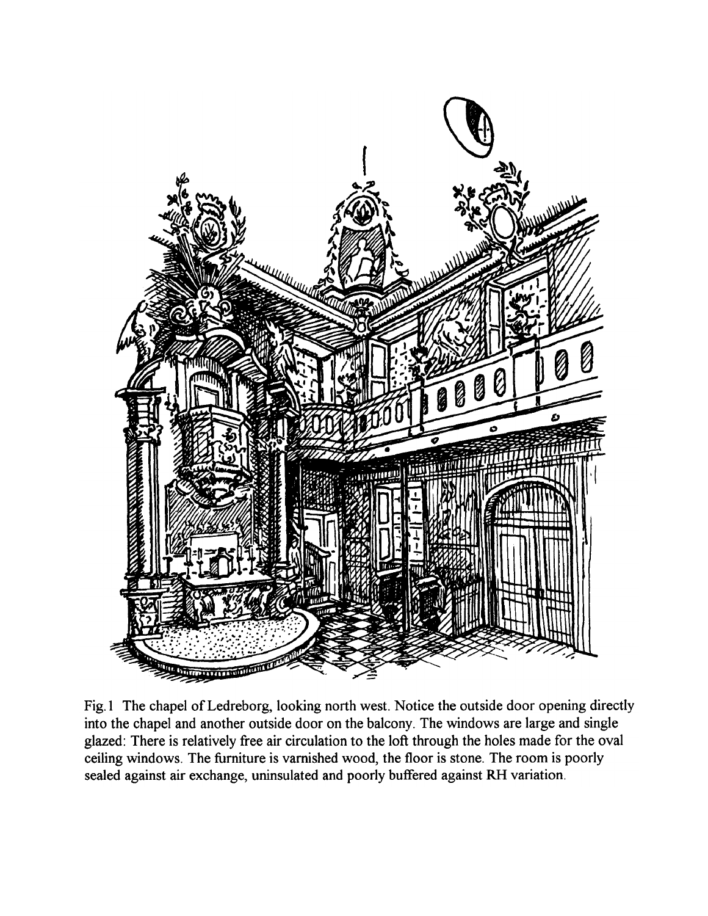Fig. 1 The chapel of Ledreborg, looking north west. Notice the outside door opening directly into the chapel and another outside door on the balcony. The windows are large and single glazed: There is relatively free air circulation to the loft through the holes made for the oval ceiling windows. The furniture is varnished wood, the floor is stone. The room is poorly sealed against air exchange, uninsulated and poorly buffered against RH variation.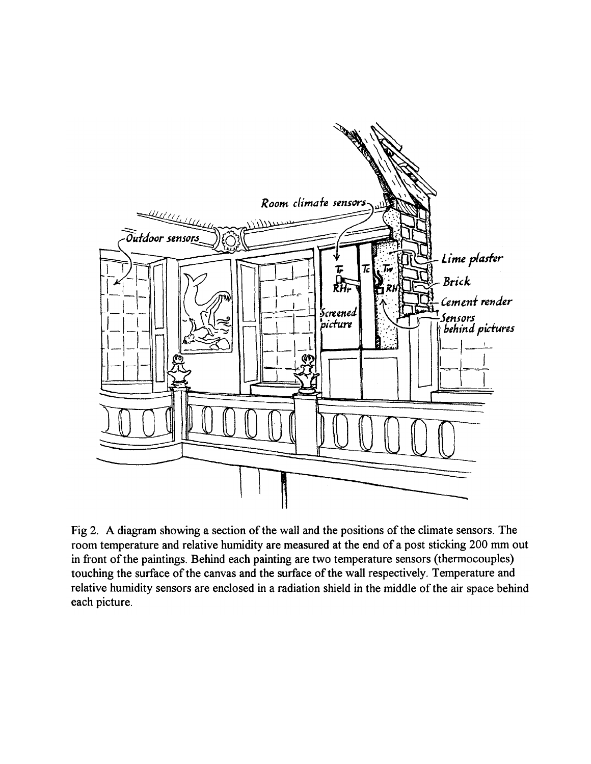Fig 2. A diagram showing a section of the wall and the positions of the climate sensors. The room temperature and relative humidity are measured at the end of a post sticking 200 mm out in front of the paintings. Behind each painting are two temperature sensors (thermocouples) touching the surface of the canvas and the surface of the wall respectively. Temperature and relative humidity sensors are enclosed in a radiation shield in the middle of the air space behind each picture.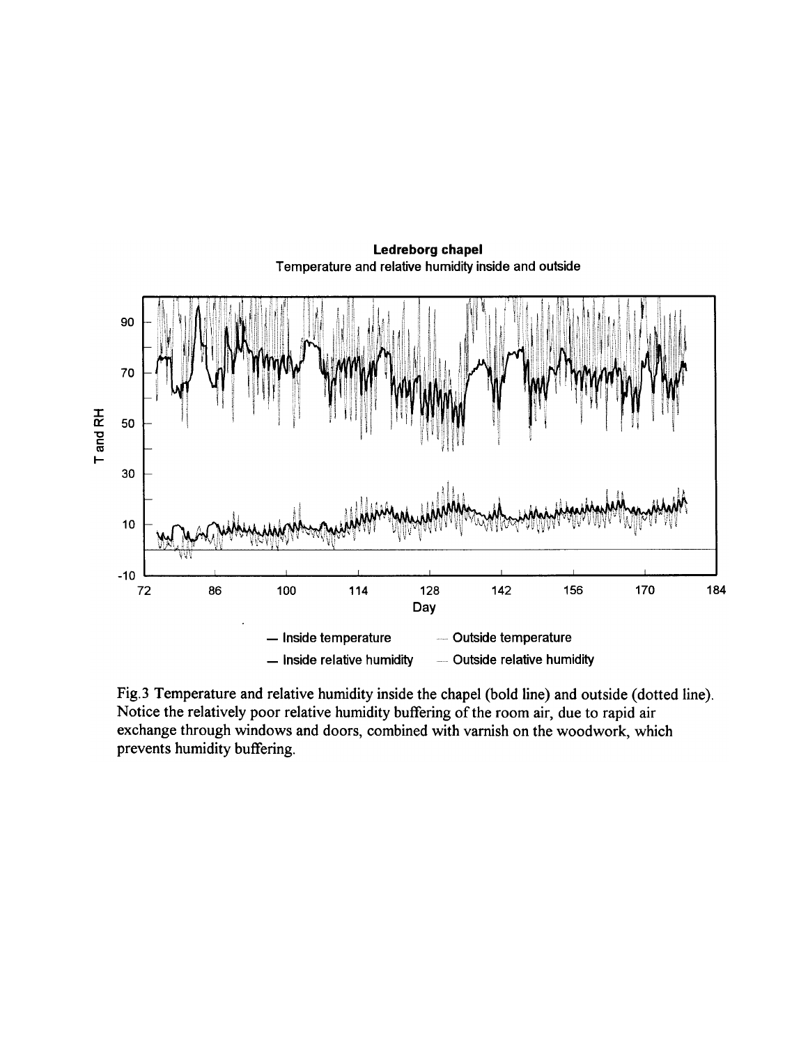Fig.3 Temperature and relative humidity inside the chapel (bold line) and outside (dotted line). Notice the relatively poor relative humidity buffering of the room air, due to rapid air exchange through windows and doors, combined with varnish on the woodwork, which prevents humidity buffering.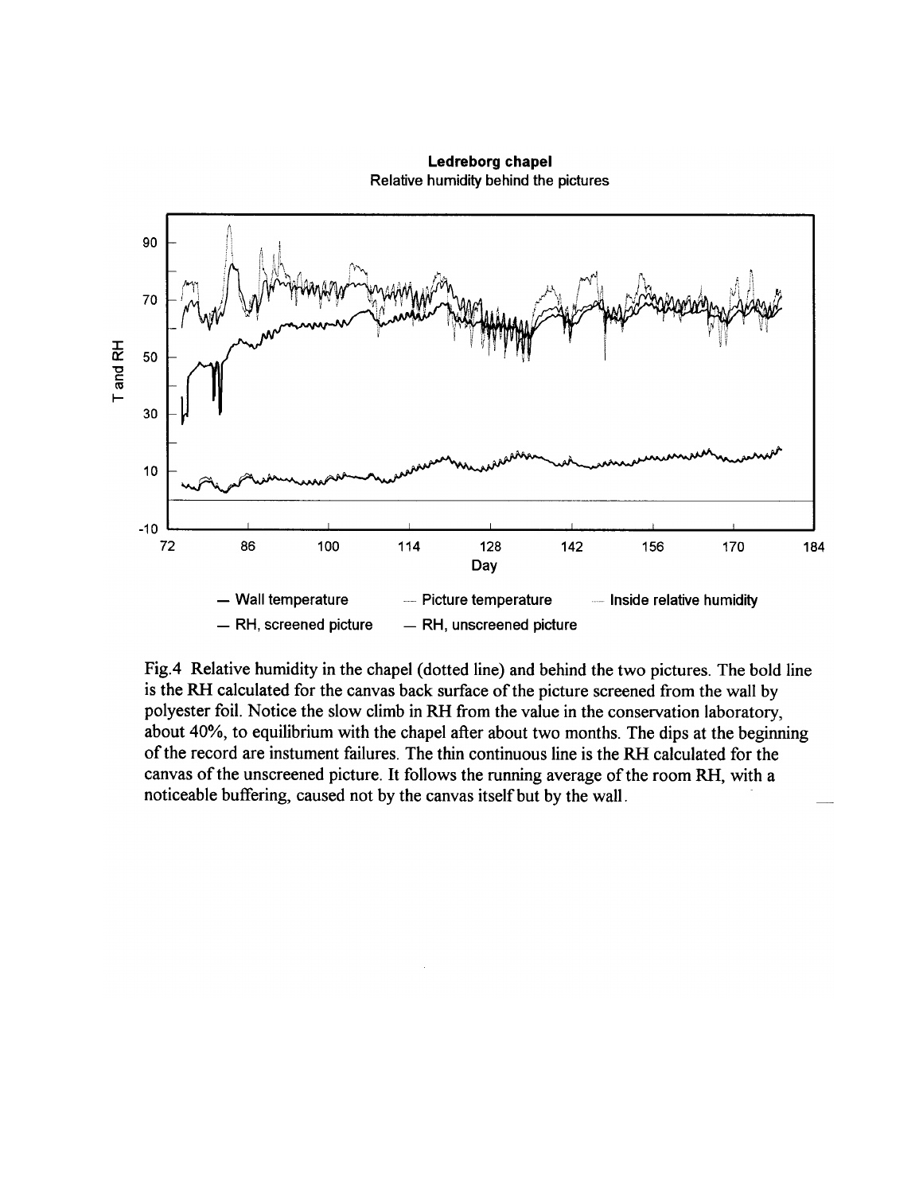Fig.4 Relative humidity in the chapel (dotted line) and behind the two pictures. The bold line is the RH calculated for the canvas back surface of the picture screened from the wall by polyester foil. Notice the slow climb in RH from the value in the conservation laboratory, about 40%, to equilibrium with the chapel after about two months. The dips at the beginning of the record are instument failures. The thin continuous line is the RH calculated for the canvas of the unscreened picture. It follows the running average of the room RH, with a noticeable buffering, caused not by the canvas itself but by the wall.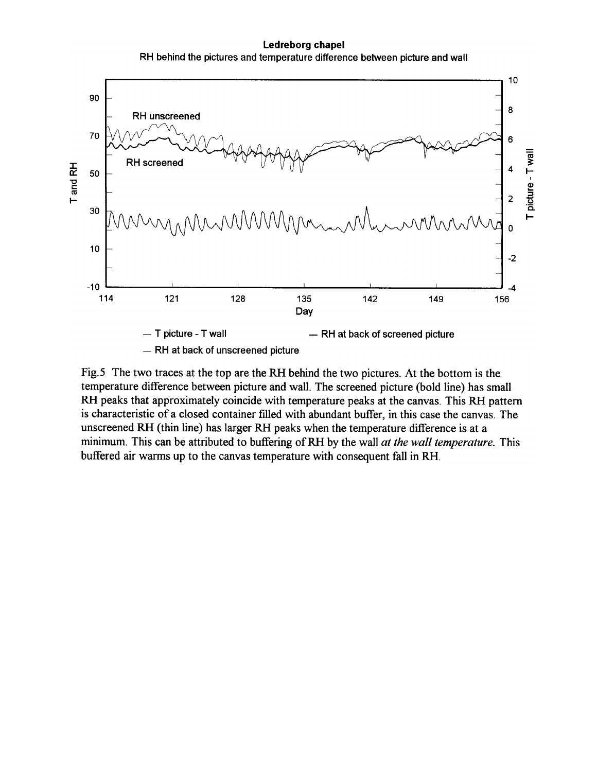**Ledreborg chapel**

RH behind the pictures and temperature difference between picture and wall

RH unscreened

RH screened

T and RH

90
70
50
30
10
-10

T picture - T wall

10
8
6
4
2
0
-2
-4

114
121
128
135
142
149
156

Day

— T picture - T wall

— RH at back of screened picture

— RH at back of unscreened picture

Fig.5 The two traces at the top are the RH behind the two pictures. At the bottom is the temperature difference between picture and wall. The screened picture (bold line) has small RH peaks that approximately coincide with temperature peaks at the canvas. This RH pattern is characteristic of a closed container filled with abundant buffer, in this case the canvas. The unscreened RH (thin line) has larger RH peaks when the temperature difference is at a minimum. This can be attributed to buffering of RH by the wall *at the wall temperature.* This buffered air warms up to the canvas temperature with consequent fall in RH.